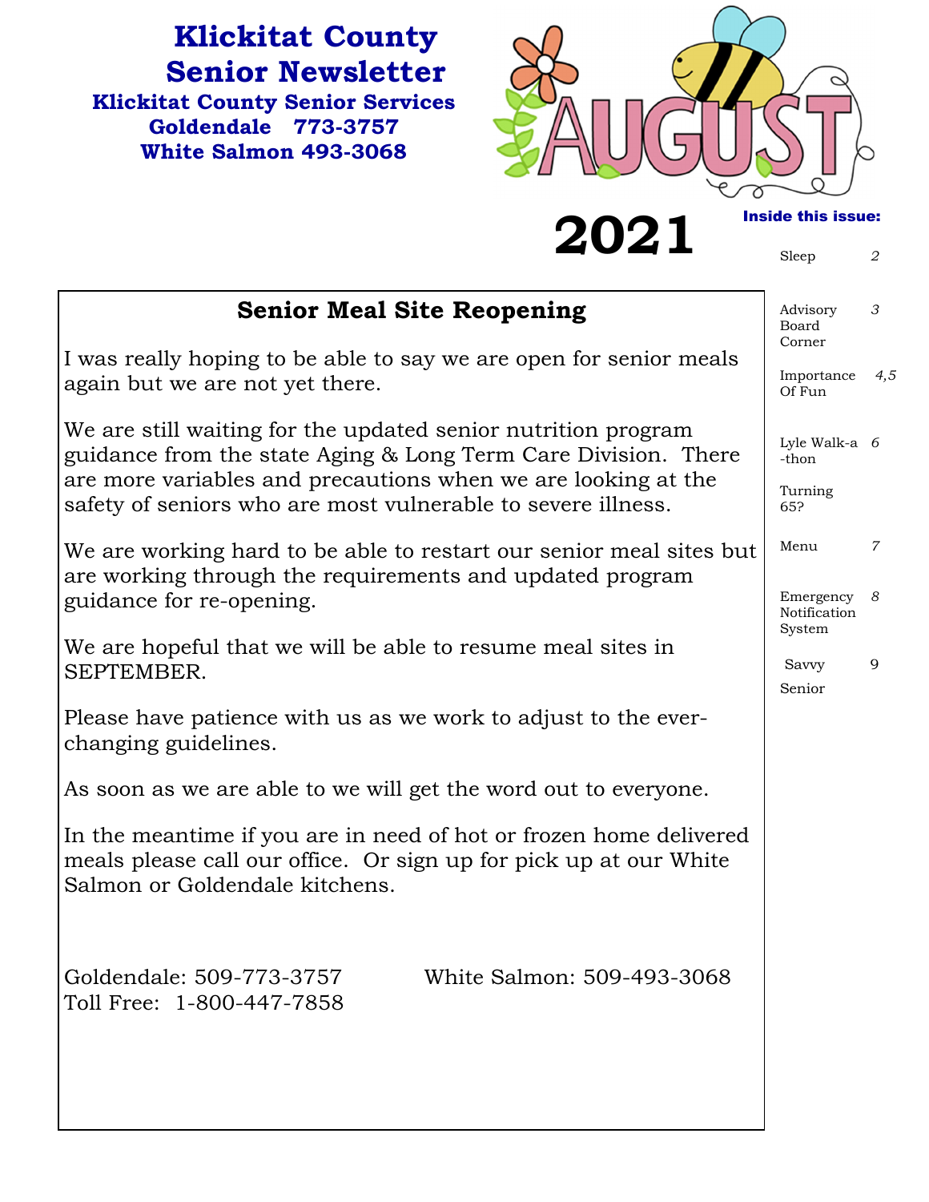# Klickitat County Senior Newsletter

**Klickitat County Senior Services**
**Goldendale 773-3757**
**White Salmon 493-3068**

AUGUST 2021

**Inside this issue:**

| | |
|---|---|
| Sleep | 2 |
| Advisory Board Corner | 3 |
| Importance Of Fun | 4,5 |
| Lyle Walk-a-thon | 6 |
| Turning 65? | |
| Menu | 7 |
| Emergency Notification System | 8 |
| Savvy Senior | 9 |

## Senior Meal Site Reopening

I was really hoping to be able to say we are open for senior meals again but we are not yet there.

We are still waiting for the updated senior nutrition program guidance from the state Aging & Long Term Care Division. There are more variables and precautions when we are looking at the safety of seniors who are most vulnerable to severe illness.

We are working hard to be able to restart our senior meal sites but are working through the requirements and updated program guidance for re-opening.

We are hopeful that we will be able to resume meal sites in SEPTEMBER.

Please have patience with us as we work to adjust to the ever-changing guidelines.

As soon as we are able to we will get the word out to everyone.

In the meantime if you are in need of hot or frozen home delivered meals please call our office. Or sign up for pick up at our White Salmon or Goldendale kitchens.

Goldendale: 509-773-3757
White Salmon: 509-493-3068
Toll Free: 1-800-447-7858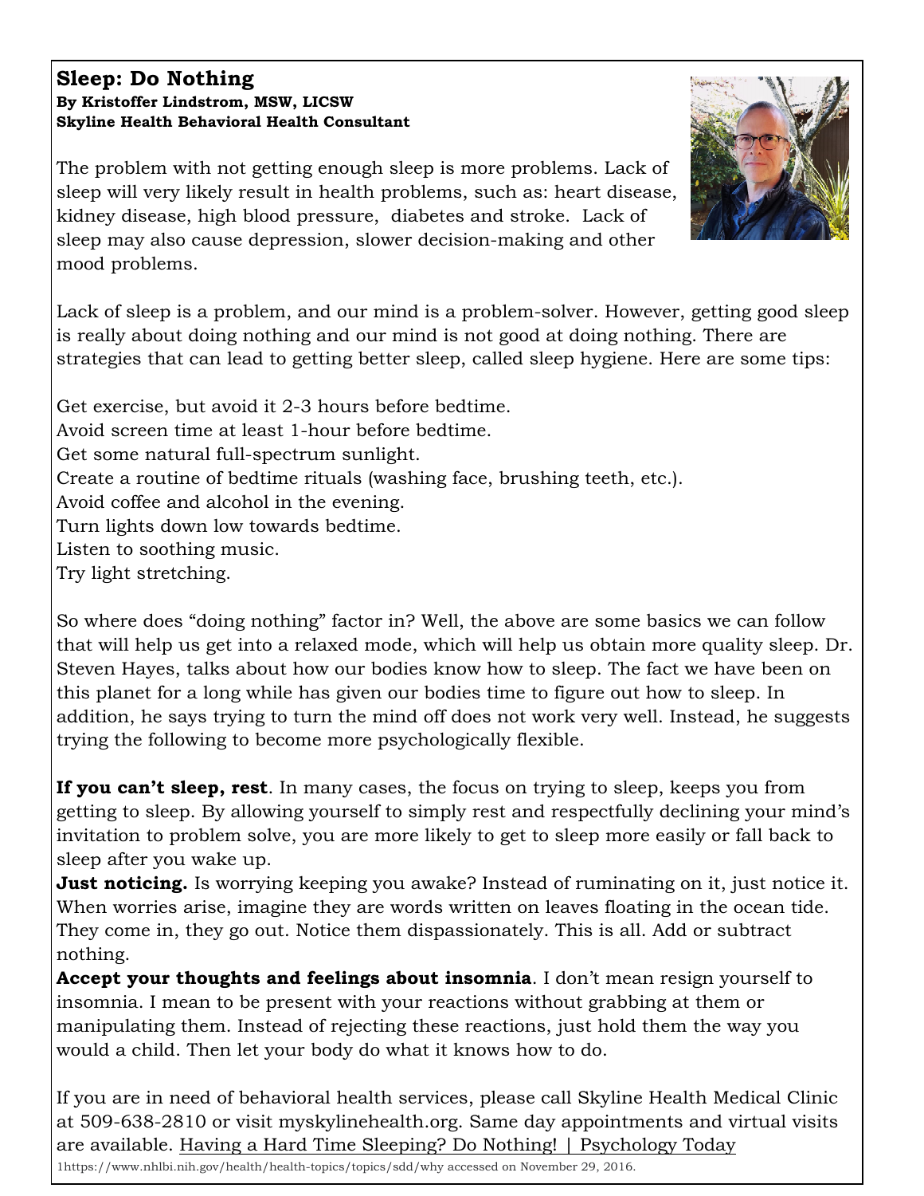## Sleep: Do Nothing

**By Kristoffer Lindstrom, MSW, LICSW**
**Skyline Health Behavioral Health Consultant**

The problem with not getting enough sleep is more problems. Lack of sleep will very likely result in health problems, such as: heart disease, kidney disease, high blood pressure, diabetes and stroke. Lack of sleep may also cause depression, slower decision-making and other mood problems.

Lack of sleep is a problem, and our mind is a problem-solver. However, getting good sleep is really about doing nothing and our mind is not good at doing nothing. There are strategies that can lead to getting better sleep, called sleep hygiene. Here are some tips:

Get exercise, but avoid it 2-3 hours before bedtime.
Avoid screen time at least 1-hour before bedtime.
Get some natural full-spectrum sunlight.
Create a routine of bedtime rituals (washing face, brushing teeth, etc.).
Avoid coffee and alcohol in the evening.
Turn lights down low towards bedtime.
Listen to soothing music.
Try light stretching.

So where does "doing nothing" factor in? Well, the above are some basics we can follow that will help us get into a relaxed mode, which will help us obtain more quality sleep. Dr. Steven Hayes, talks about how our bodies know how to sleep. The fact we have been on this planet for a long while has given our bodies time to figure out how to sleep. In addition, he says trying to turn the mind off does not work very well. Instead, he suggests trying the following to become more psychologically flexible.

**If you can't sleep, rest**. In many cases, the focus on trying to sleep, keeps you from getting to sleep. By allowing yourself to simply rest and respectfully declining your mind's invitation to problem solve, you are more likely to get to sleep more easily or fall back to sleep after you wake up.
**Just noticing.** Is worrying keeping you awake? Instead of ruminating on it, just notice it. When worries arise, imagine they are words written on leaves floating in the ocean tide. They come in, they go out. Notice them dispassionately. This is all. Add or subtract nothing.
**Accept your thoughts and feelings about insomnia**. I don't mean resign yourself to insomnia. I mean to be present with your reactions without grabbing at them or manipulating them. Instead of rejecting these reactions, just hold them the way you would a child. Then let your body do what it knows how to do.

If you are in need of behavioral health services, please call Skyline Health Medical Clinic at 509-638-2810 or visit myskylinehealth.org. Same day appointments and virtual visits are available. Having a Hard Time Sleeping? Do Nothing! | Psychology Today

1https://www.nhlbi.nih.gov/health/health-topics/topics/sdd/why accessed on November 29, 2016.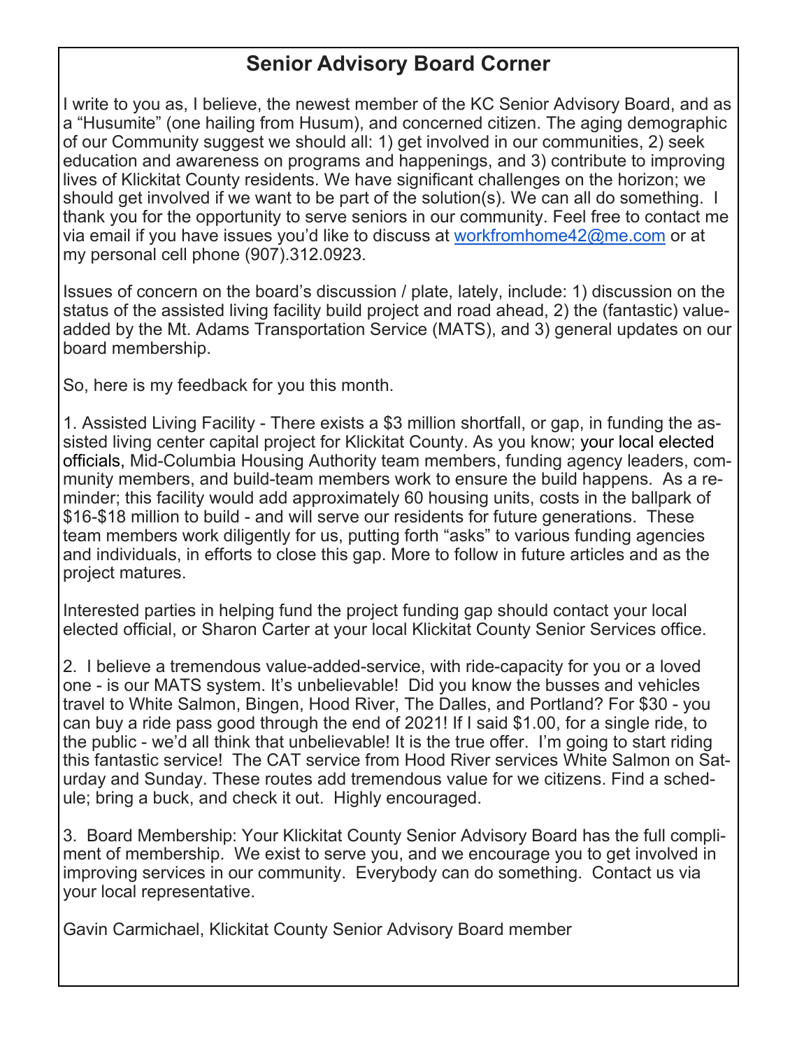## Senior Advisory Board Corner

I write to you as, I believe, the newest member of the KC Senior Advisory Board, and as a "Husumite" (one hailing from Husum), and concerned citizen. The aging demographic of our Community suggest we should all: 1) get involved in our communities, 2) seek education and awareness on programs and happenings, and 3) contribute to improving lives of Klickitat County residents. We have significant challenges on the horizon; we should get involved if we want to be part of the solution(s). We can all do something. I thank you for the opportunity to serve seniors in our community. Feel free to contact me via email if you have issues you'd like to discuss at workfromhome42@me.com or at my personal cell phone (907).312.0923.

Issues of concern on the board's discussion / plate, lately, include: 1) discussion on the status of the assisted living facility build project and road ahead, 2) the (fantastic) value-added by the Mt. Adams Transportation Service (MATS), and 3) general updates on our board membership.

So, here is my feedback for you this month.

1. Assisted Living Facility - There exists a $3 million shortfall, or gap, in funding the assisted living center capital project for Klickitat County. As you know; your local elected officials, Mid-Columbia Housing Authority team members, funding agency leaders, community members, and build-team members work to ensure the build happens. As a reminder; this facility would add approximately 60 housing units, costs in the ballpark of $16-$18 million to build - and will serve our residents for future generations. These team members work diligently for us, putting forth "asks" to various funding agencies and individuals, in efforts to close this gap. More to follow in future articles and as the project matures.

Interested parties in helping fund the project funding gap should contact your local elected official, or Sharon Carter at your local Klickitat County Senior Services office.

2. I believe a tremendous value-added-service, with ride-capacity for you or a loved one - is our MATS system. It's unbelievable! Did you know the busses and vehicles travel to White Salmon, Bingen, Hood River, The Dalles, and Portland? For $30 - you can buy a ride pass good through the end of 2021! If I said $1.00, for a single ride, to the public - we'd all think that unbelievable! It is the true offer. I'm going to start riding this fantastic service! The CAT service from Hood River services White Salmon on Saturday and Sunday. These routes add tremendous value for we citizens. Find a schedule; bring a buck, and check it out. Highly encouraged.

3. Board Membership: Your Klickitat County Senior Advisory Board has the full compliment of membership. We exist to serve you, and we encourage you to get involved in improving services in our community. Everybody can do something. Contact us via your local representative.

Gavin Carmichael, Klickitat County Senior Advisory Board member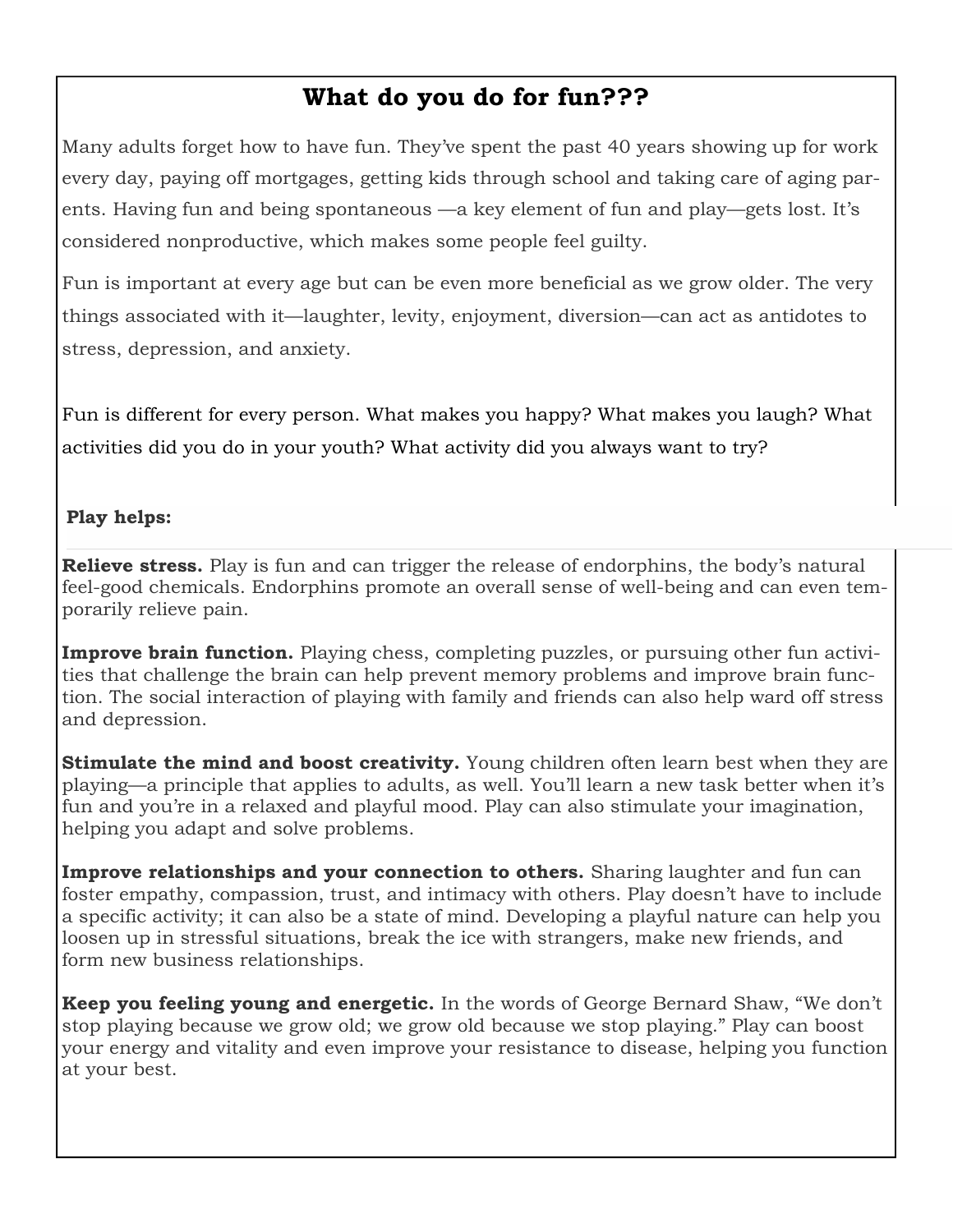# What do you do for fun???

Many adults forget how to have fun. They've spent the past 40 years showing up for work every day, paying off mortgages, getting kids through school and taking care of aging parents. Having fun and being spontaneous —a key element of fun and play—gets lost. It's considered nonproductive, which makes some people feel guilty.

Fun is important at every age but can be even more beneficial as we grow older. The very things associated with it—laughter, levity, enjoyment, diversion—can act as antidotes to stress, depression, and anxiety.

Fun is different for every person. What makes you happy? What makes you laugh? What activities did you do in your youth? What activity did you always want to try?

**Play helps:**

**Relieve stress.** Play is fun and can trigger the release of endorphins, the body's natural feel-good chemicals. Endorphins promote an overall sense of well-being and can even temporarily relieve pain.

**Improve brain function.** Playing chess, completing puzzles, or pursuing other fun activities that challenge the brain can help prevent memory problems and improve brain function. The social interaction of playing with family and friends can also help ward off stress and depression.

**Stimulate the mind and boost creativity.** Young children often learn best when they are playing—a principle that applies to adults, as well. You'll learn a new task better when it's fun and you're in a relaxed and playful mood. Play can also stimulate your imagination, helping you adapt and solve problems.

**Improve relationships and your connection to others.** Sharing laughter and fun can foster empathy, compassion, trust, and intimacy with others. Play doesn't have to include a specific activity; it can also be a state of mind. Developing a playful nature can help you loosen up in stressful situations, break the ice with strangers, make new friends, and form new business relationships.

**Keep you feeling young and energetic.** In the words of George Bernard Shaw, "We don't stop playing because we grow old; we grow old because we stop playing." Play can boost your energy and vitality and even improve your resistance to disease, helping you function at your best.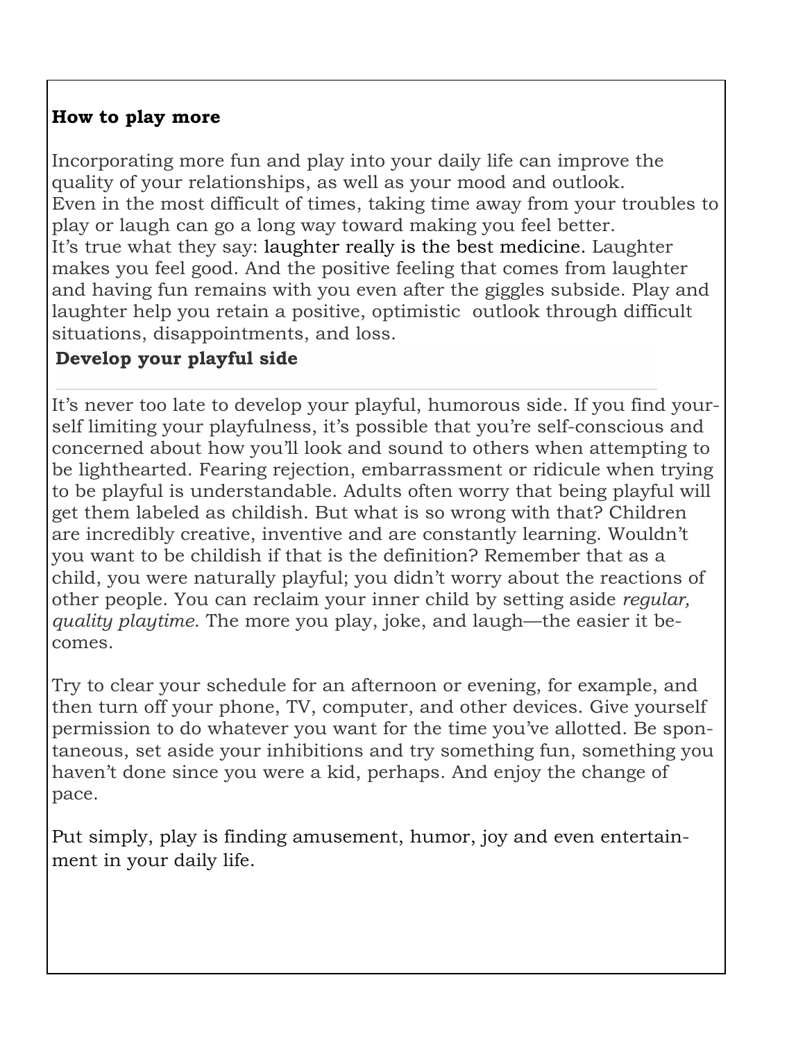**How to play more**

Incorporating more fun and play into your daily life can improve the quality of your relationships, as well as your mood and outlook.
Even in the most difficult of times, taking time away from your troubles to play or laugh can go a long way toward making you feel better.
It's true what they say: laughter really is the best medicine. Laughter makes you feel good. And the positive feeling that comes from laughter and having fun remains with you even after the giggles subside. Play and laughter help you retain a positive, optimistic outlook through difficult situations, disappointments, and loss.

**Develop your playful side**

It's never too late to develop your playful, humorous side. If you find yourself limiting your playfulness, it's possible that you're self-conscious and concerned about how you'll look and sound to others when attempting to be lighthearted. Fearing rejection, embarrassment or ridicule when trying to be playful is understandable. Adults often worry that being playful will get them labeled as childish. But what is so wrong with that? Children are incredibly creative, inventive and are constantly learning. Wouldn't you want to be childish if that is the definition? Remember that as a child, you were naturally playful; you didn't worry about the reactions of other people. You can reclaim your inner child by setting aside *regular, quality playtime*. The more you play, joke, and laugh—the easier it becomes.

Try to clear your schedule for an afternoon or evening, for example, and then turn off your phone, TV, computer, and other devices. Give yourself permission to do whatever you want for the time you've allotted. Be spontaneous, set aside your inhibitions and try something fun, something you haven't done since you were a kid, perhaps. And enjoy the change of pace.

Put simply, play is finding amusement, humor, joy and even entertainment in your daily life.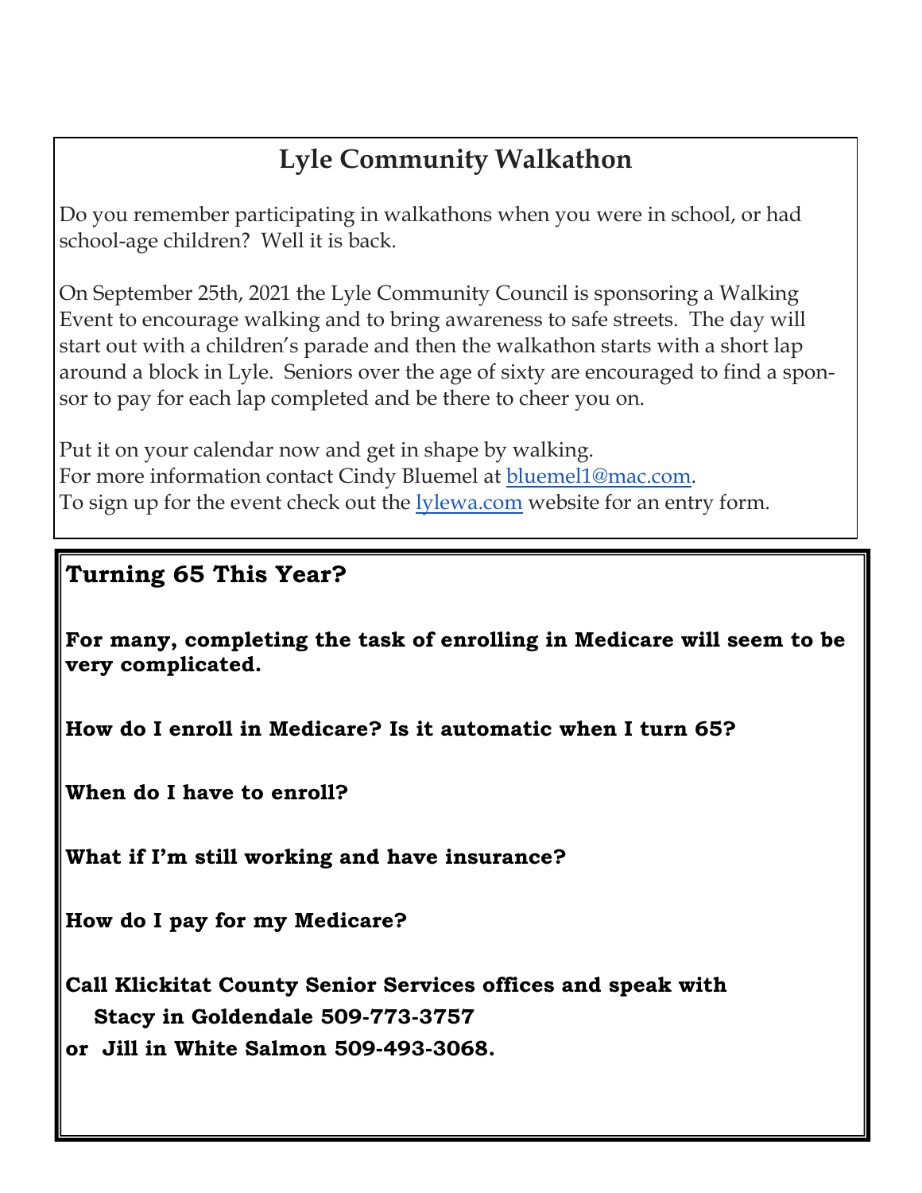## Lyle Community Walkathon

Do you remember participating in walkathons when you were in school, or had school-age children? Well it is back.

On September 25th, 2021 the Lyle Community Council is sponsoring a Walking Event to encourage walking and to bring awareness to safe streets. The day will start out with a children's parade and then the walkathon starts with a short lap around a block in Lyle. Seniors over the age of sixty are encouraged to find a sponsor to pay for each lap completed and be there to cheer you on.

Put it on your calendar now and get in shape by walking.
For more information contact Cindy Bluemel at bluemel1@mac.com.
To sign up for the event check out the lylewa.com website for an entry form.

## Turning 65 This Year?

**For many, completing the task of enrolling in Medicare will seem to be very complicated.**

**How do I enroll in Medicare? Is it automatic when I turn 65?**

**When do I have to enroll?**

**What if I'm still working and have insurance?**

**How do I pay for my Medicare?**

**Call Klickitat County Senior Services offices and speak with Stacy in Goldendale 509-773-3757 or Jill in White Salmon 509-493-3068.**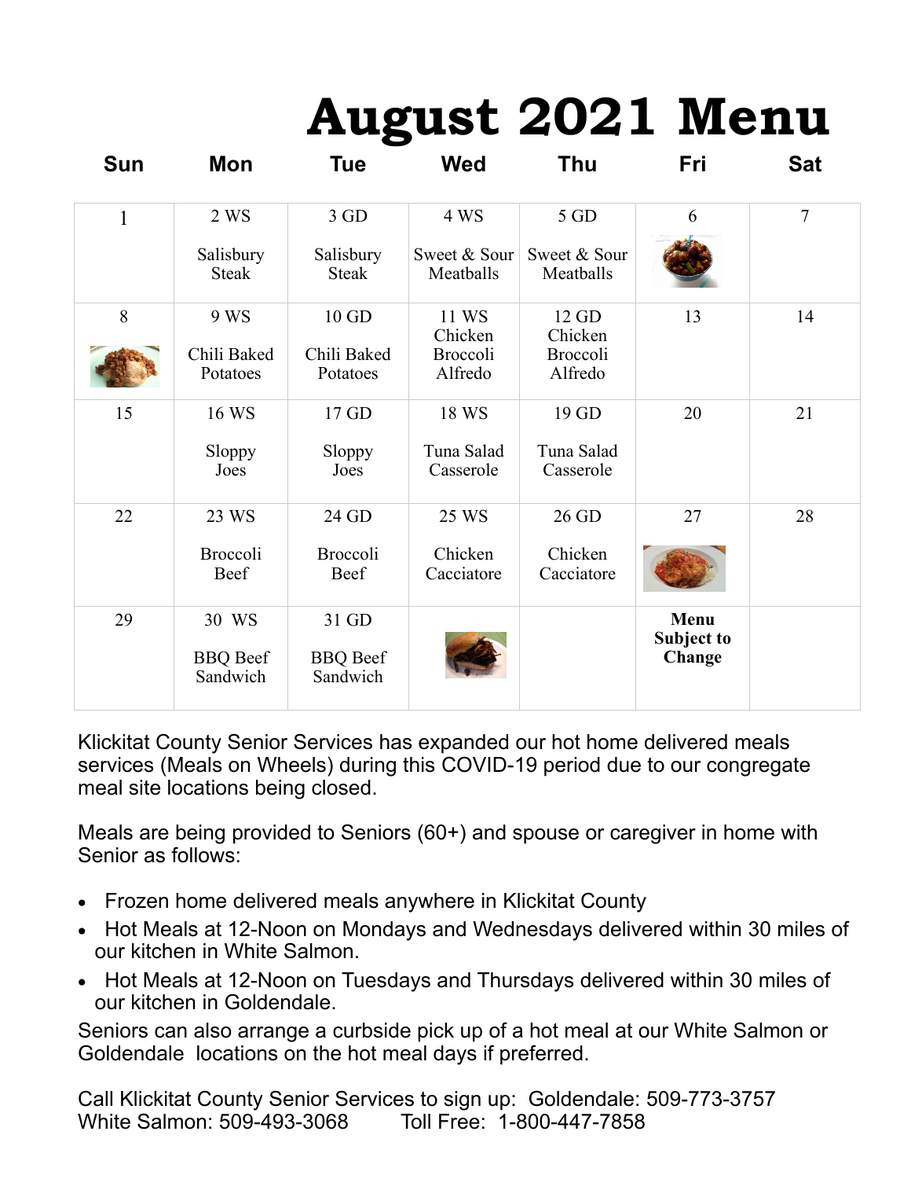# August 2021 Menu

| Sun | Mon | Tue | Wed | Thu | Fri | Sat |
|---|---|---|---|---|---|---|
| 1 | 2 WS<br>Salisbury Steak | 3 GD<br>Salisbury Steak | 4 WS<br>Sweet & Sour Meatballs | 5 GD<br>Sweet & Sour Meatballs | 6 | 7 |
| 8 | 9 WS<br>Chili Baked Potatoes | 10 GD<br>Chili Baked Potatoes | 11 WS<br>Chicken Broccoli Alfredo | 12 GD<br>Chicken Broccoli Alfredo | 13 | 14 |
| 15 | 16 WS<br>Sloppy Joes | 17 GD<br>Sloppy Joes | 18 WS<br>Tuna Salad Casserole | 19 GD<br>Tuna Salad Casserole | 20 | 21 |
| 22 | 23 WS<br>Broccoli Beef | 24 GD<br>Broccoli Beef | 25 WS<br>Chicken Cacciatore | 26 GD<br>Chicken Cacciatore | 27 | 28 |
| 29 | 30 WS<br>BBQ Beef Sandwich | 31 GD<br>BBQ Beef Sandwich | | | **Menu Subject to Change** | |

Klickitat County Senior Services has expanded our hot home delivered meals services (Meals on Wheels) during this COVID-19 period due to our congregate meal site locations being closed.

Meals are being provided to Seniors (60+) and spouse or caregiver in home with Senior as follows:

- Frozen home delivered meals anywhere in Klickitat County
- Hot Meals at 12-Noon on Mondays and Wednesdays delivered within 30 miles of our kitchen in White Salmon.
- Hot Meals at 12-Noon on Tuesdays and Thursdays delivered within 30 miles of our kitchen in Goldendale.

Seniors can also arrange a curbside pick up of a hot meal at our White Salmon or Goldendale locations on the hot meal days if preferred.

Call Klickitat County Senior Services to sign up: Goldendale: 509-773-3757
White Salmon: 509-493-3068 Toll Free: 1-800-447-7858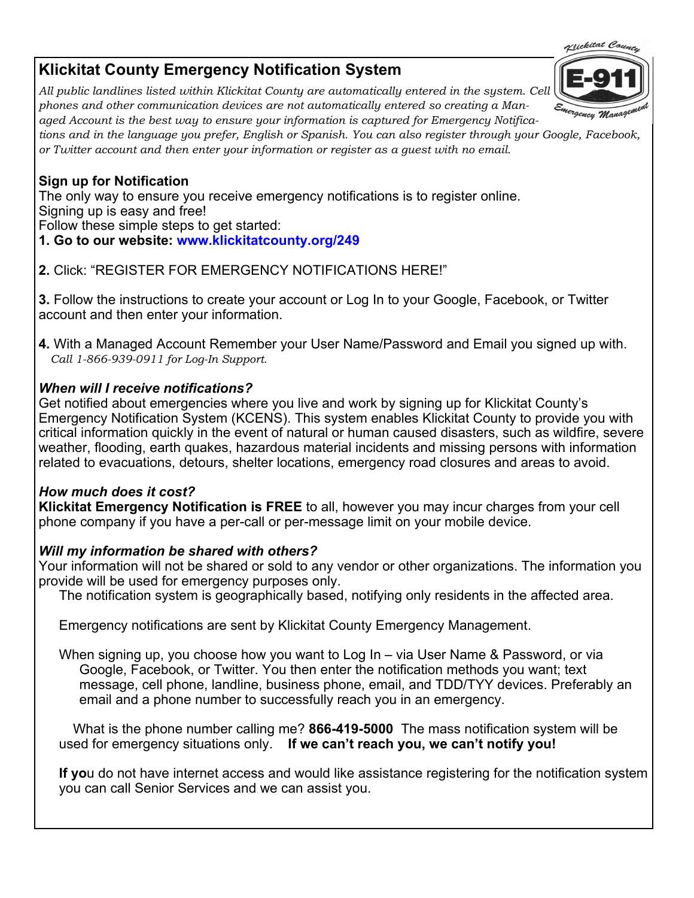## Klickitat County Emergency Notification System

*All public landlines listed within Klickitat County are automatically entered in the system. Cell phones and other communication devices are not automatically entered so creating a Managed Account is the best way to ensure your information is captured for Emergency Notifications and in the language you prefer, English or Spanish. You can also register through your Google, Facebook, or Twitter account and then enter your information or register as a guest with no email.*

### Sign up for Notification

The only way to ensure you receive emergency notifications is to register online.
Signing up is easy and free!
Follow these simple steps to get started:

**1. Go to our website: www.klickitatcounty.org/249**

**2.** Click: "REGISTER FOR EMERGENCY NOTIFICATIONS HERE!"

**3.** Follow the instructions to create your account or Log In to your Google, Facebook, or Twitter account and then enter your information.

**4.** With a Managed Account Remember your User Name/Password and Email you signed up with.
*Call 1-866-939-0911 for Log-In Support.*

### *When will I receive notifications?*

Get notified about emergencies where you live and work by signing up for Klickitat County's Emergency Notification System (KCENS). This system enables Klickitat County to provide you with critical information quickly in the event of natural or human caused disasters, such as wildfire, severe weather, flooding, earth quakes, hazardous material incidents and missing persons with information related to evacuations, detours, shelter locations, emergency road closures and areas to avoid.

### *How much does it cost?*

**Klickitat Emergency Notification is FREE** to all, however you may incur charges from your cell phone company if you have a per-call or per-message limit on your mobile device.

### *Will my information be shared with others?*

Your information will not be shared or sold to any vendor or other organizations. The information you provide will be used for emergency purposes only.

The notification system is geographically based, notifying only residents in the affected area.

Emergency notifications are sent by Klickitat County Emergency Management.

When signing up, you choose how you want to Log In – via User Name & Password, or via Google, Facebook, or Twitter. You then enter the notification methods you want; text message, cell phone, landline, business phone, email, and TDD/TYY devices. Preferably an email and a phone number to successfully reach you in an emergency.

What is the phone number calling me? **866-419-5000** The mass notification system will be used for emergency situations only. **If we can't reach you, we can't notify you!**

**If yo**u do not have internet access and would like assistance registering for the notification system you can call Senior Services and we can assist you.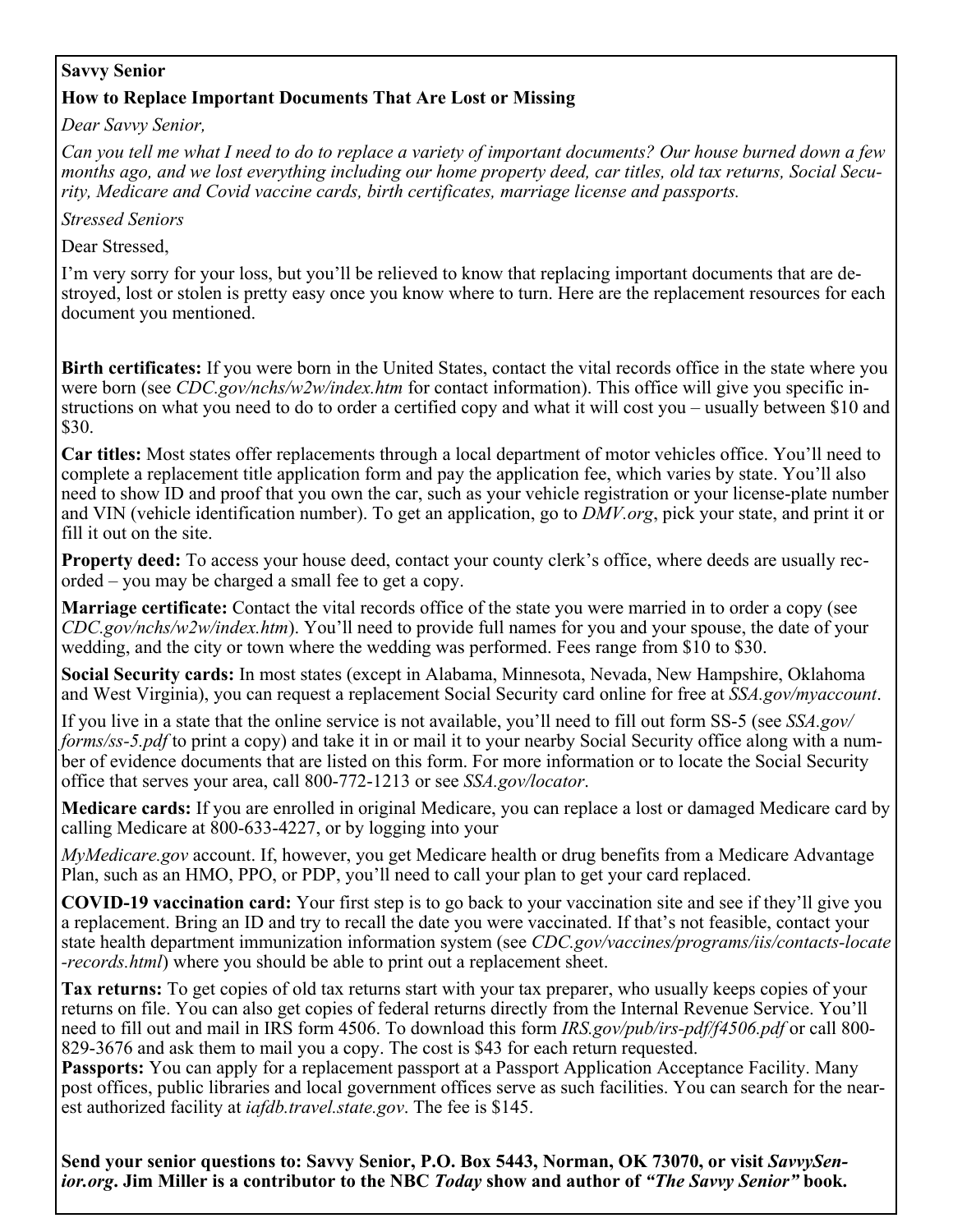**Savvy Senior**

**How to Replace Important Documents That Are Lost or Missing**

*Dear Savvy Senior,*

*Can you tell me what I need to do to replace a variety of important documents? Our house burned down a few months ago, and we lost everything including our home property deed, car titles, old tax returns, Social Security, Medicare and Covid vaccine cards, birth certificates, marriage license and passports.*

*Stressed Seniors*

Dear Stressed,

I'm very sorry for your loss, but you'll be relieved to know that replacing important documents that are destroyed, lost or stolen is pretty easy once you know where to turn. Here are the replacement resources for each document you mentioned.

**Birth certificates:** If you were born in the United States, contact the vital records office in the state where you were born (see *CDC.gov/nchs/w2w/index.htm* for contact information). This office will give you specific instructions on what you need to do to order a certified copy and what it will cost you – usually between $10 and $30.

**Car titles:** Most states offer replacements through a local department of motor vehicles office. You'll need to complete a replacement title application form and pay the application fee, which varies by state. You'll also need to show ID and proof that you own the car, such as your vehicle registration or your license-plate number and VIN (vehicle identification number). To get an application, go to *DMV.org*, pick your state, and print it or fill it out on the site.

**Property deed:** To access your house deed, contact your county clerk's office, where deeds are usually recorded – you may be charged a small fee to get a copy.

**Marriage certificate:** Contact the vital records office of the state you were married in to order a copy (see *CDC.gov/nchs/w2w/index.htm*). You'll need to provide full names for you and your spouse, the date of your wedding, and the city or town where the wedding was performed. Fees range from $10 to $30.

**Social Security cards:** In most states (except in Alabama, Minnesota, Nevada, New Hampshire, Oklahoma and West Virginia), you can request a replacement Social Security card online for free at *SSA.gov/myaccount*.

If you live in a state that the online service is not available, you'll need to fill out form SS-5 (see *SSA.gov/forms/ss-5.pdf* to print a copy) and take it in or mail it to your nearby Social Security office along with a number of evidence documents that are listed on this form. For more information or to locate the Social Security office that serves your area, call 800-772-1213 or see *SSA.gov/locator*.

**Medicare cards:** If you are enrolled in original Medicare, you can replace a lost or damaged Medicare card by calling Medicare at 800-633-4227, or by logging into your

*MyMedicare.gov* account. If, however, you get Medicare health or drug benefits from a Medicare Advantage Plan, such as an HMO, PPO, or PDP, you'll need to call your plan to get your card replaced.

**COVID-19 vaccination card:** Your first step is to go back to your vaccination site and see if they'll give you a replacement. Bring an ID and try to recall the date you were vaccinated. If that's not feasible, contact your state health department immunization information system (see *CDC.gov/vaccines/programs/iis/contacts-locate-records.html*) where you should be able to print out a replacement sheet.

**Tax returns:** To get copies of old tax returns start with your tax preparer, who usually keeps copies of your returns on file. You can also get copies of federal returns directly from the Internal Revenue Service. You'll need to fill out and mail in IRS form 4506. To download this form *IRS.gov/pub/irs-pdf/f4506.pdf* or call 800-829-3676 and ask them to mail you a copy. The cost is $43 for each return requested.

**Passports:** You can apply for a replacement passport at a Passport Application Acceptance Facility. Many post offices, public libraries and local government offices serve as such facilities. You can search for the nearest authorized facility at *iafdb.travel.state.gov*. The fee is $145.

**Send your senior questions to: Savvy Senior, P.O. Box 5443, Norman, OK 73070, or visit *SavvySenior.org*. Jim Miller is a contributor to the NBC *Today* show and author of *"The Savvy Senior"* book.**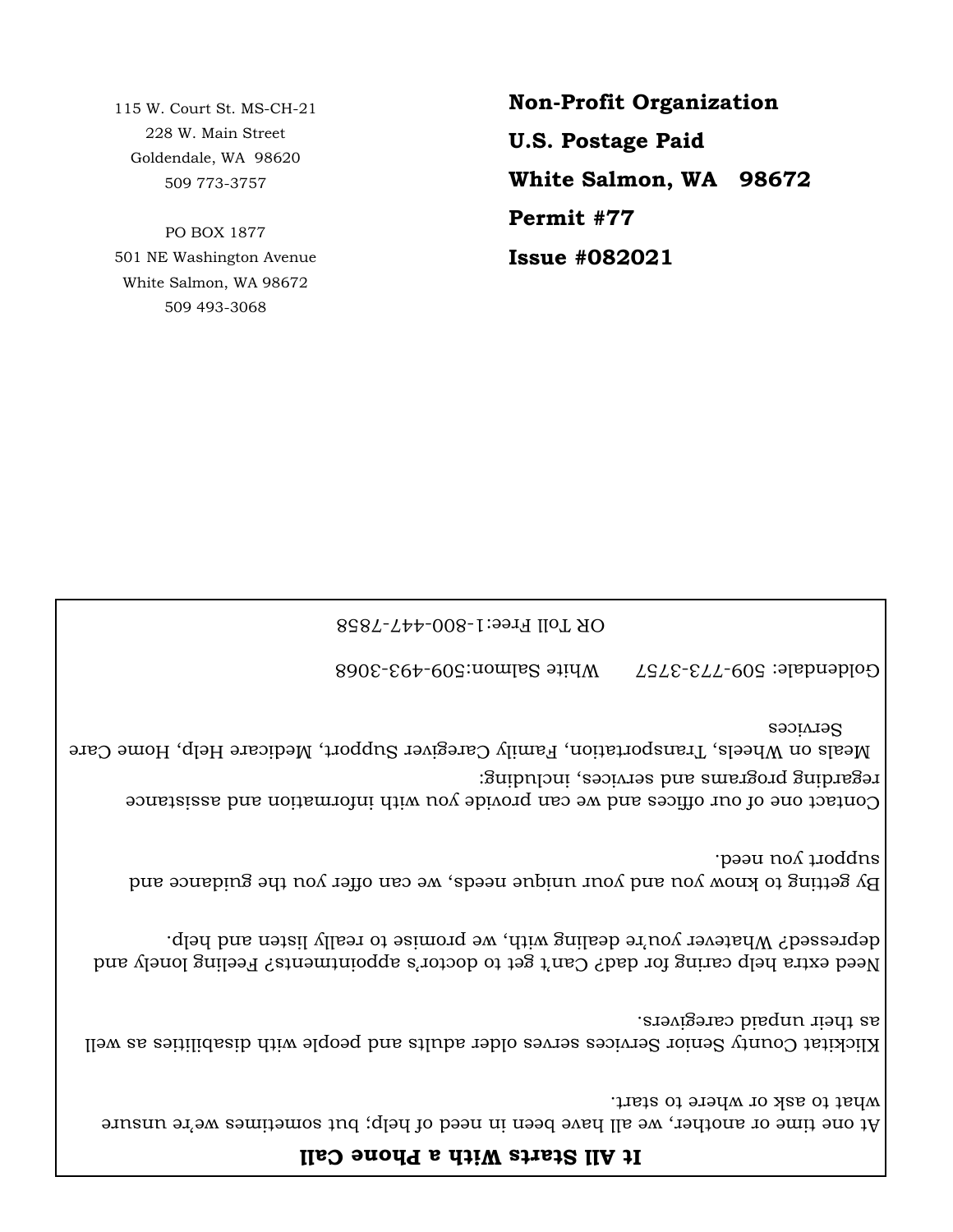115 W. Court St. MS-CH-21
228 W. Main Street
Goldendale, WA 98620
509 773-3757

PO BOX 1877
501 NE Washington Avenue
White Salmon, WA 98672
509 493-3068

**Non-Profit Organization**

**U.S. Postage Paid**

**White Salmon, WA 98672**

**Permit #77**

**Issue #082021**

## It All Starts With a Phone Call

At one time or another, we all have been in need of help; but sometimes we're unsure what to ask or where to start.

Klickitat County Senior Services serves older adults and people with disabilities as well as their unpaid caregivers.

Need extra help caring for dad? Can't get to doctor's appointments? Feeling lonely and depressed? Whatever you're dealing with, we promise to really listen and help.

By getting to know you and your unique needs, we can offer you the guidance and support you need.

Contact one of our offices and we can provide you with information and assistance regarding programs and services, including:

Meals on Wheels, Transportation, Family Caregiver Support, Medicare Help, Home Care Services

Goldendale: 509-773-3757 White Salmon:509-493-3068

OR Toll Free:1-800-447-7858